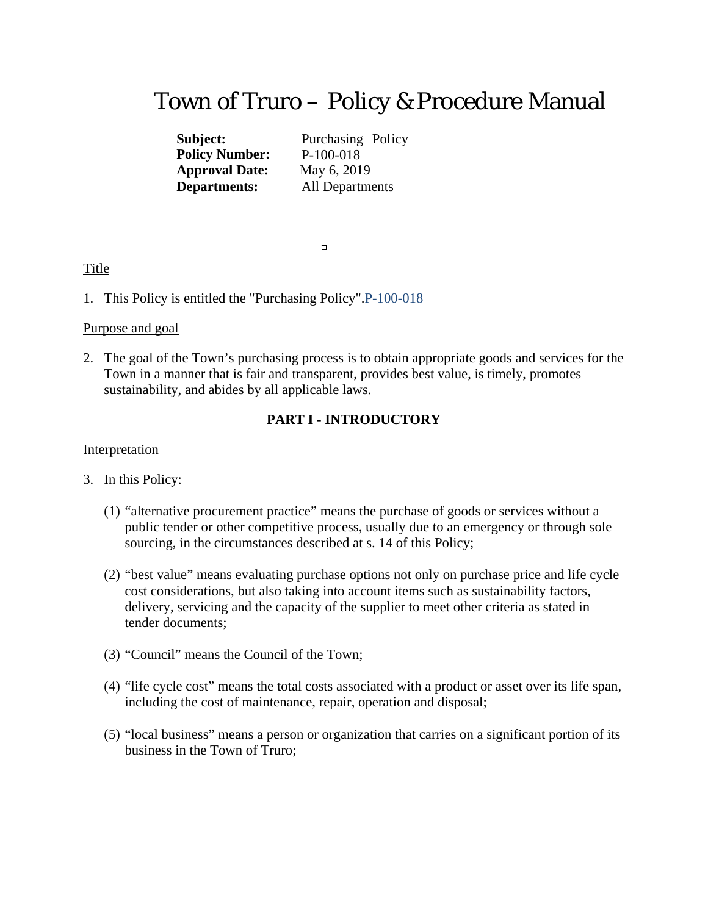# Town of Truro – Policy & Procedure Manual

**Subject:** Purchasing Policy
**Policy Number:** P-100-018
**Approval Date:** May 6, 2019
**Departments:** All Departments

Title

1. This Policy is entitled the "Purchasing Policy".P-100-018

Purpose and goal

2. The goal of the Town's purchasing process is to obtain appropriate goods and services for the Town in a manner that is fair and transparent, provides best value, is timely, promotes sustainability, and abides by all applicable laws.

**PART I - INTRODUCTORY**

Interpretation

3. In this Policy:

   (1) "alternative procurement practice" means the purchase of goods or services without a public tender or other competitive process, usually due to an emergency or through sole sourcing, in the circumstances described at s. 14 of this Policy;

   (2) "best value" means evaluating purchase options not only on purchase price and life cycle cost considerations, but also taking into account items such as sustainability factors, delivery, servicing and the capacity of the supplier to meet other criteria as stated in tender documents;

   (3) "Council" means the Council of the Town;

   (4) "life cycle cost" means the total costs associated with a product or asset over its life span, including the cost of maintenance, repair, operation and disposal;

   (5) "local business" means a person or organization that carries on a significant portion of its business in the Town of Truro;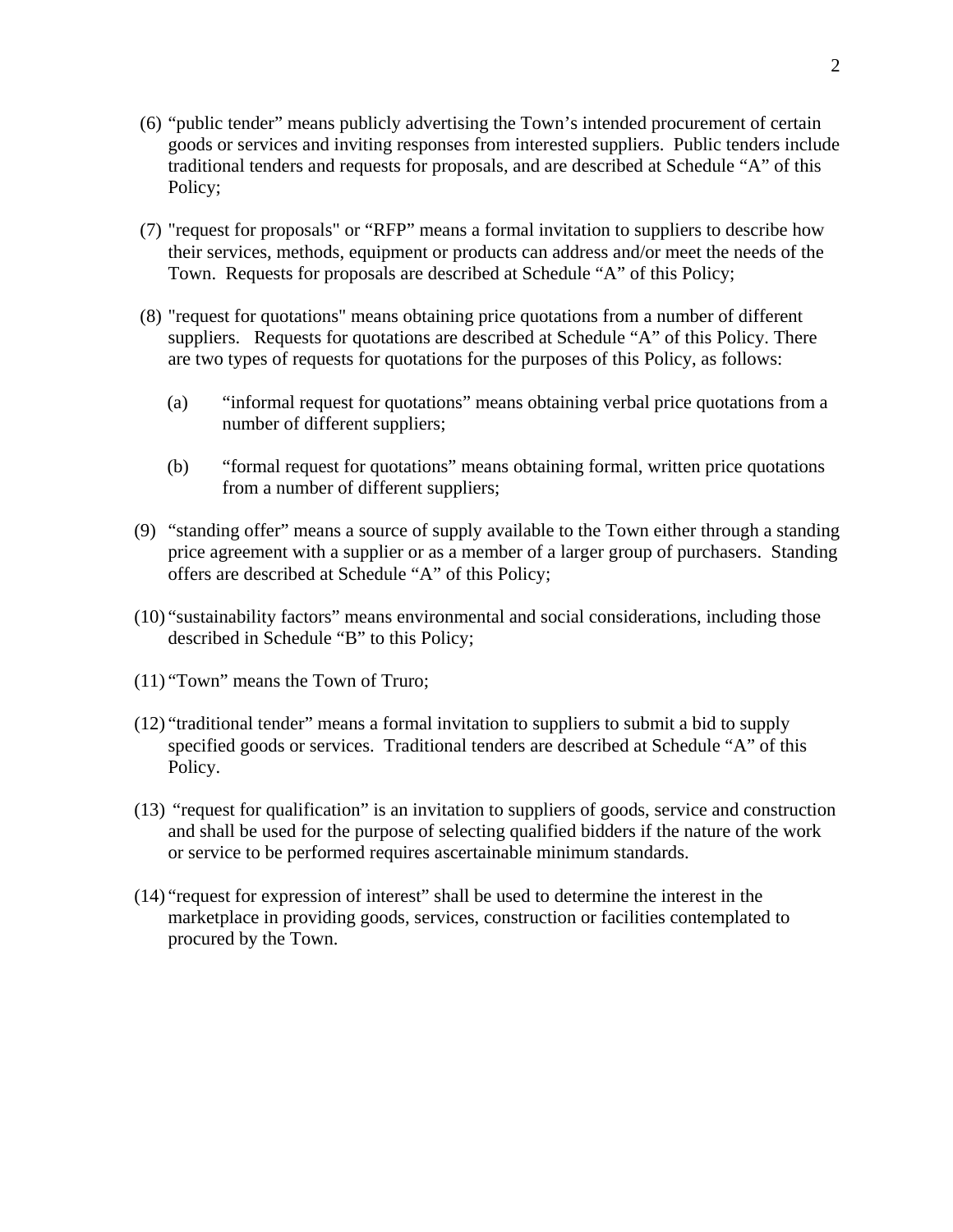(6) "public tender" means publicly advertising the Town's intended procurement of certain goods or services and inviting responses from interested suppliers. Public tenders include traditional tenders and requests for proposals, and are described at Schedule "A" of this Policy;

(7) "request for proposals" or "RFP" means a formal invitation to suppliers to describe how their services, methods, equipment or products can address and/or meet the needs of the Town. Requests for proposals are described at Schedule "A" of this Policy;

(8) "request for quotations" means obtaining price quotations from a number of different suppliers. Requests for quotations are described at Schedule "A" of this Policy. There are two types of requests for quotations for the purposes of this Policy, as follows:

  (a) "informal request for quotations" means obtaining verbal price quotations from a number of different suppliers;

  (b) "formal request for quotations" means obtaining formal, written price quotations from a number of different suppliers;

(9) "standing offer" means a source of supply available to the Town either through a standing price agreement with a supplier or as a member of a larger group of purchasers. Standing offers are described at Schedule "A" of this Policy;

(10) "sustainability factors" means environmental and social considerations, including those described in Schedule "B" to this Policy;

(11) "Town" means the Town of Truro;

(12) "traditional tender" means a formal invitation to suppliers to submit a bid to supply specified goods or services. Traditional tenders are described at Schedule "A" of this Policy.

(13) "request for qualification" is an invitation to suppliers of goods, service and construction and shall be used for the purpose of selecting qualified bidders if the nature of the work or service to be performed requires ascertainable minimum standards.

(14) "request for expression of interest" shall be used to determine the interest in the marketplace in providing goods, services, construction or facilities contemplated to procured by the Town.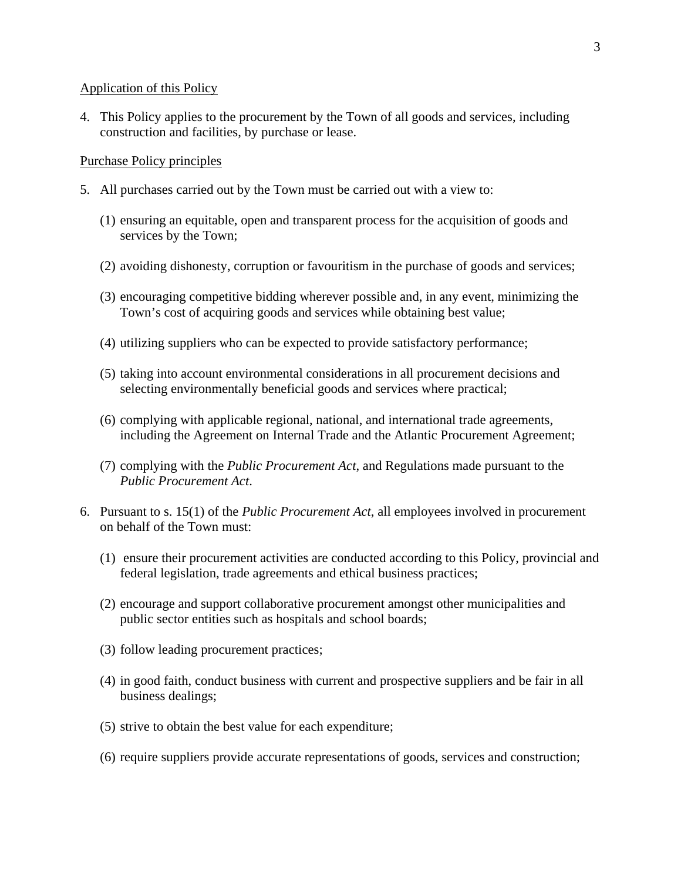Application of this Policy

4. This Policy applies to the procurement by the Town of all goods and services, including construction and facilities, by purchase or lease.

Purchase Policy principles

5. All purchases carried out by the Town must be carried out with a view to:

   (1) ensuring an equitable, open and transparent process for the acquisition of goods and services by the Town;

   (2) avoiding dishonesty, corruption or favouritism in the purchase of goods and services;

   (3) encouraging competitive bidding wherever possible and, in any event, minimizing the Town's cost of acquiring goods and services while obtaining best value;

   (4) utilizing suppliers who can be expected to provide satisfactory performance;

   (5) taking into account environmental considerations in all procurement decisions and selecting environmentally beneficial goods and services where practical;

   (6) complying with applicable regional, national, and international trade agreements, including the Agreement on Internal Trade and the Atlantic Procurement Agreement;

   (7) complying with the *Public Procurement Act*, and Regulations made pursuant to the *Public Procurement Act*.

6. Pursuant to s. 15(1) of the *Public Procurement Act*, all employees involved in procurement on behalf of the Town must:

   (1) ensure their procurement activities are conducted according to this Policy, provincial and federal legislation, trade agreements and ethical business practices;

   (2) encourage and support collaborative procurement amongst other municipalities and public sector entities such as hospitals and school boards;

   (3) follow leading procurement practices;

   (4) in good faith, conduct business with current and prospective suppliers and be fair in all business dealings;

   (5) strive to obtain the best value for each expenditure;

   (6) require suppliers provide accurate representations of goods, services and construction;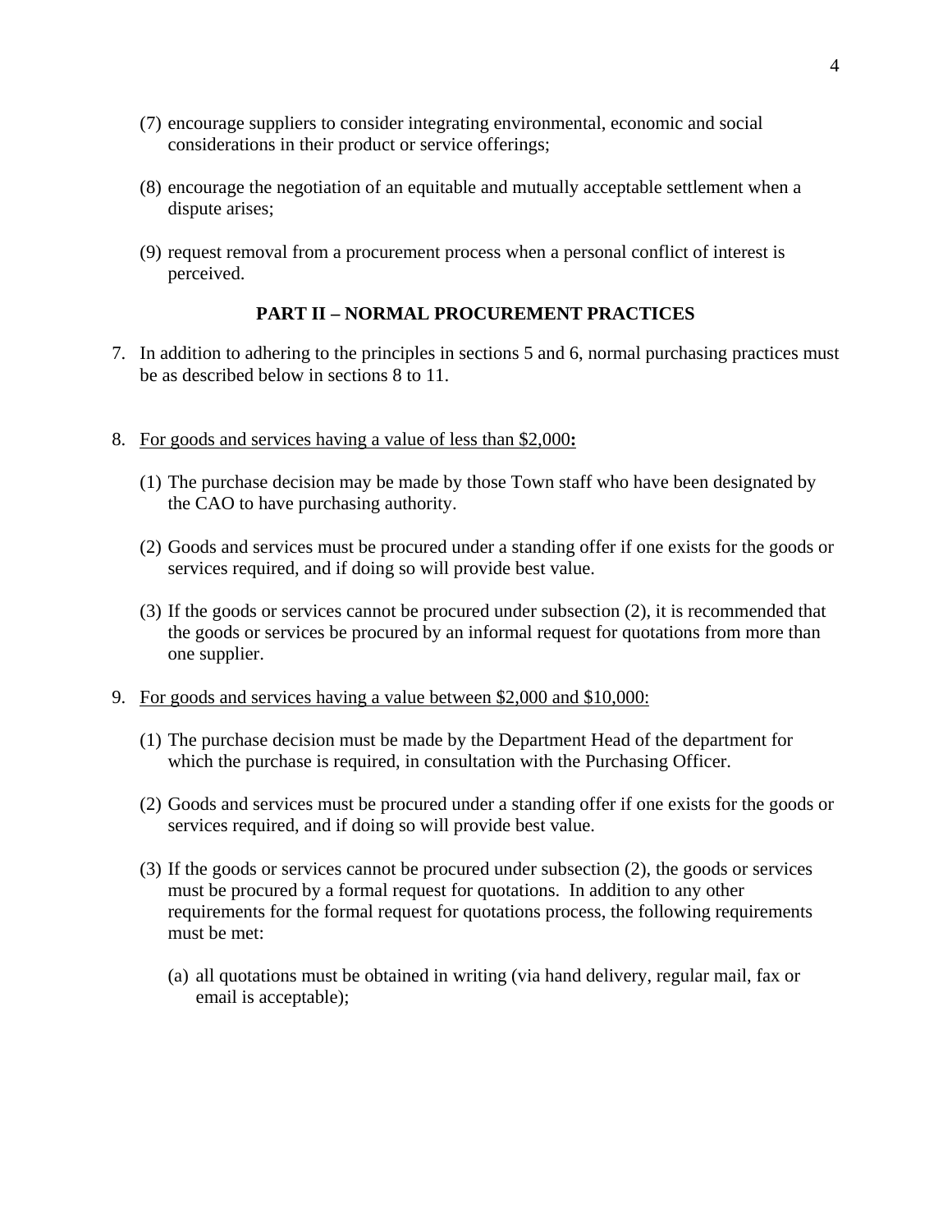(7) encourage suppliers to consider integrating environmental, economic and social considerations in their product or service offerings;

(8) encourage the negotiation of an equitable and mutually acceptable settlement when a dispute arises;

(9) request removal from a procurement process when a personal conflict of interest is perceived.

## PART II – NORMAL PROCUREMENT PRACTICES

7. In addition to adhering to the principles in sections 5 and 6, normal purchasing practices must be as described below in sections 8 to 11.

8. <u>For goods and services having a value of less than $2,000</u>**:**

   (1) The purchase decision may be made by those Town staff who have been designated by the CAO to have purchasing authority.

   (2) Goods and services must be procured under a standing offer if one exists for the goods or services required, and if doing so will provide best value.

   (3) If the goods or services cannot be procured under subsection (2), it is recommended that the goods or services be procured by an informal request for quotations from more than one supplier.

9. <u>For goods and services having a value between $2,000 and $10,000:</u>

   (1) The purchase decision must be made by the Department Head of the department for which the purchase is required, in consultation with the Purchasing Officer.

   (2) Goods and services must be procured under a standing offer if one exists for the goods or services required, and if doing so will provide best value.

   (3) If the goods or services cannot be procured under subsection (2), the goods or services must be procured by a formal request for quotations. In addition to any other requirements for the formal request for quotations process, the following requirements must be met:

      (a) all quotations must be obtained in writing (via hand delivery, regular mail, fax or email is acceptable);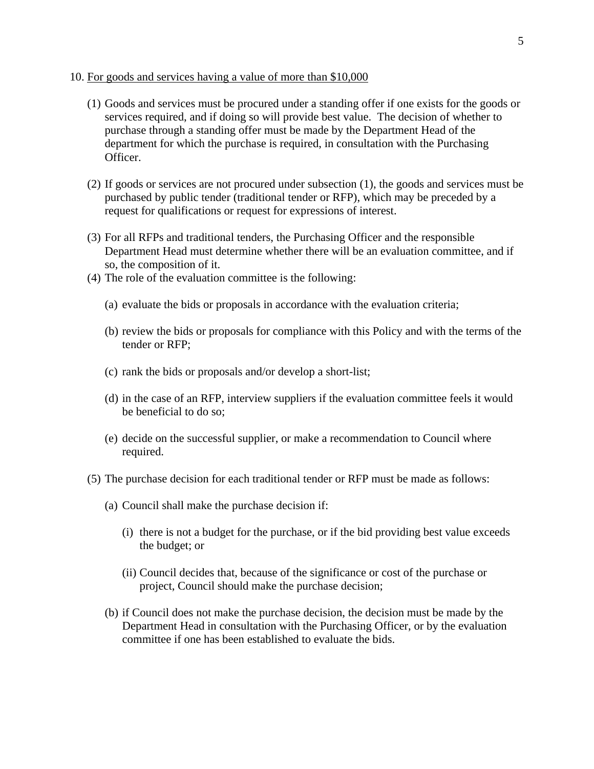10. <u>For goods and services having a value of more than $10,000</u>

(1) Goods and services must be procured under a standing offer if one exists for the goods or services required, and if doing so will provide best value. The decision of whether to purchase through a standing offer must be made by the Department Head of the department for which the purchase is required, in consultation with the Purchasing Officer.

(2) If goods or services are not procured under subsection (1), the goods and services must be purchased by public tender (traditional tender or RFP), which may be preceded by a request for qualifications or request for expressions of interest.

(3) For all RFPs and traditional tenders, the Purchasing Officer and the responsible Department Head must determine whether there will be an evaluation committee, and if so, the composition of it.

(4) The role of the evaluation committee is the following:

   (a) evaluate the bids or proposals in accordance with the evaluation criteria;

   (b) review the bids or proposals for compliance with this Policy and with the terms of the tender or RFP;

   (c) rank the bids or proposals and/or develop a short-list;

   (d) in the case of an RFP, interview suppliers if the evaluation committee feels it would be beneficial to do so;

   (e) decide on the successful supplier, or make a recommendation to Council where required.

(5) The purchase decision for each traditional tender or RFP must be made as follows:

   (a) Council shall make the purchase decision if:

      (i) there is not a budget for the purchase, or if the bid providing best value exceeds the budget; or

      (ii) Council decides that, because of the significance or cost of the purchase or project, Council should make the purchase decision;

   (b) if Council does not make the purchase decision, the decision must be made by the Department Head in consultation with the Purchasing Officer, or by the evaluation committee if one has been established to evaluate the bids.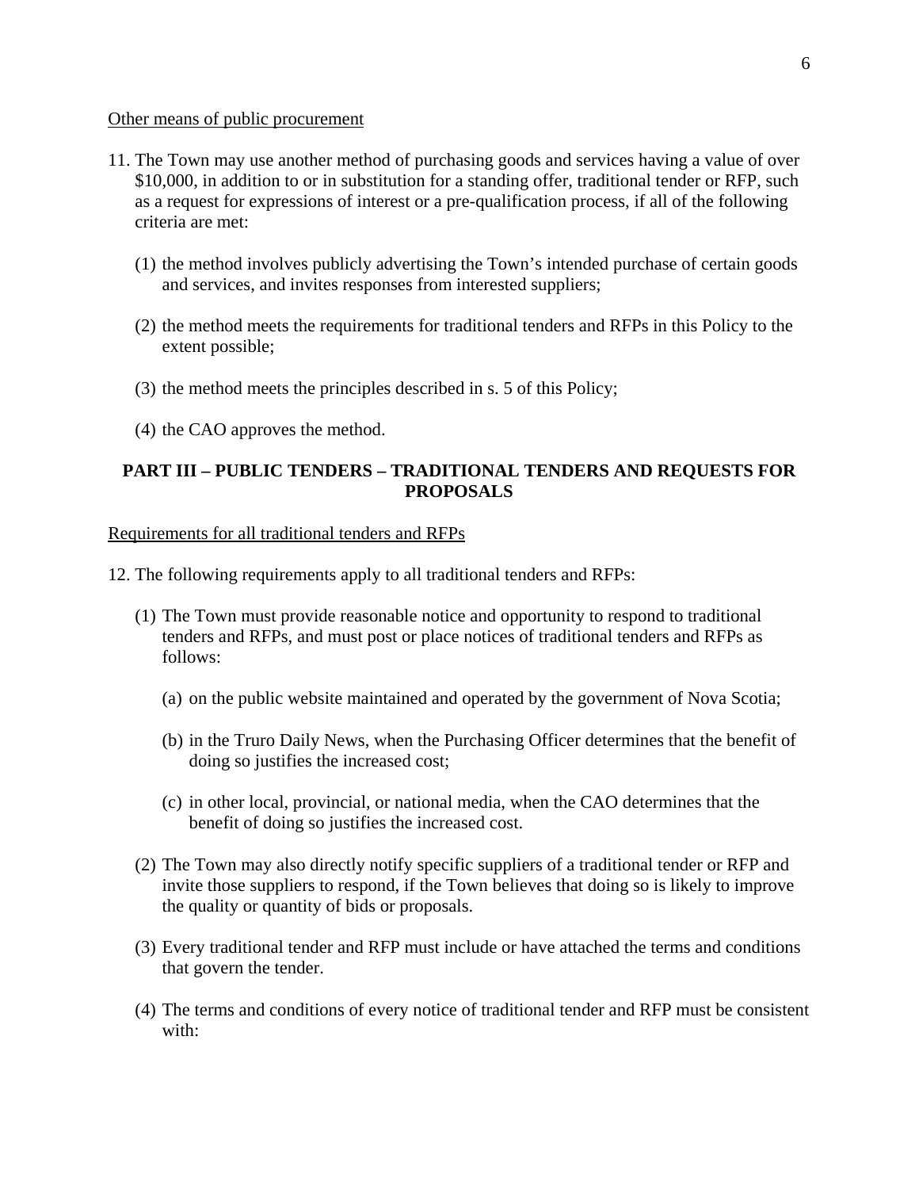<u>Other means of public procurement</u>

11. The Town may use another method of purchasing goods and services having a value of over $10,000, in addition to or in substitution for a standing offer, traditional tender or RFP, such as a request for expressions of interest or a pre-qualification process, if all of the following criteria are met:

    (1) the method involves publicly advertising the Town's intended purchase of certain goods and services, and invites responses from interested suppliers;

    (2) the method meets the requirements for traditional tenders and RFPs in this Policy to the extent possible;

    (3) the method meets the principles described in s. 5 of this Policy;

    (4) the CAO approves the method.

## PART III – PUBLIC TENDERS – TRADITIONAL TENDERS AND REQUESTS FOR PROPOSALS

<u>Requirements for all traditional tenders and RFPs</u>

12. The following requirements apply to all traditional tenders and RFPs:

    (1) The Town must provide reasonable notice and opportunity to respond to traditional tenders and RFPs, and must post or place notices of traditional tenders and RFPs as follows:

        (a) on the public website maintained and operated by the government of Nova Scotia;

        (b) in the Truro Daily News, when the Purchasing Officer determines that the benefit of doing so justifies the increased cost;

        (c) in other local, provincial, or national media, when the CAO determines that the benefit of doing so justifies the increased cost.

    (2) The Town may also directly notify specific suppliers of a traditional tender or RFP and invite those suppliers to respond, if the Town believes that doing so is likely to improve the quality or quantity of bids or proposals.

    (3) Every traditional tender and RFP must include or have attached the terms and conditions that govern the tender.

    (4) The terms and conditions of every notice of traditional tender and RFP must be consistent with: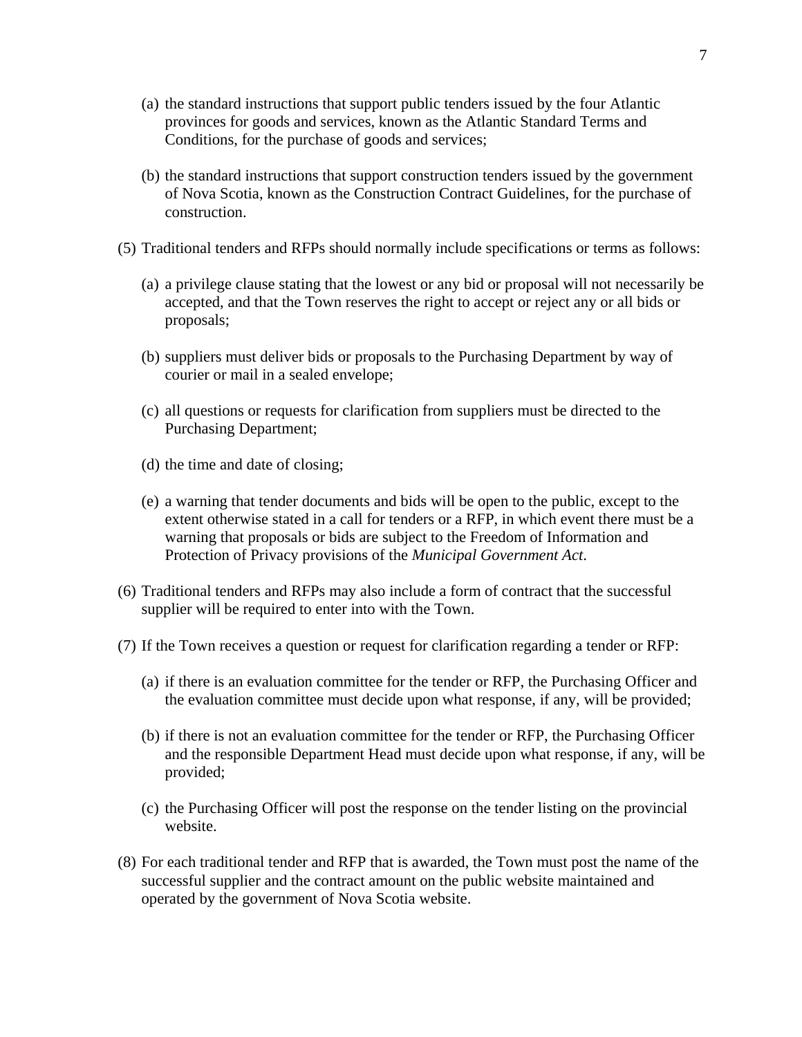(a) the standard instructions that support public tenders issued by the four Atlantic provinces for goods and services, known as the Atlantic Standard Terms and Conditions, for the purchase of goods and services;

(b) the standard instructions that support construction tenders issued by the government of Nova Scotia, known as the Construction Contract Guidelines, for the purchase of construction.

(5) Traditional tenders and RFPs should normally include specifications or terms as follows:

(a) a privilege clause stating that the lowest or any bid or proposal will not necessarily be accepted, and that the Town reserves the right to accept or reject any or all bids or proposals;

(b) suppliers must deliver bids or proposals to the Purchasing Department by way of courier or mail in a sealed envelope;

(c) all questions or requests for clarification from suppliers must be directed to the Purchasing Department;

(d) the time and date of closing;

(e) a warning that tender documents and bids will be open to the public, except to the extent otherwise stated in a call for tenders or a RFP, in which event there must be a warning that proposals or bids are subject to the Freedom of Information and Protection of Privacy provisions of the *Municipal Government Act*.

(6) Traditional tenders and RFPs may also include a form of contract that the successful supplier will be required to enter into with the Town.

(7) If the Town receives a question or request for clarification regarding a tender or RFP:

(a) if there is an evaluation committee for the tender or RFP, the Purchasing Officer and the evaluation committee must decide upon what response, if any, will be provided;

(b) if there is not an evaluation committee for the tender or RFP, the Purchasing Officer and the responsible Department Head must decide upon what response, if any, will be provided;

(c) the Purchasing Officer will post the response on the tender listing on the provincial website.

(8) For each traditional tender and RFP that is awarded, the Town must post the name of the successful supplier and the contract amount on the public website maintained and operated by the government of Nova Scotia website.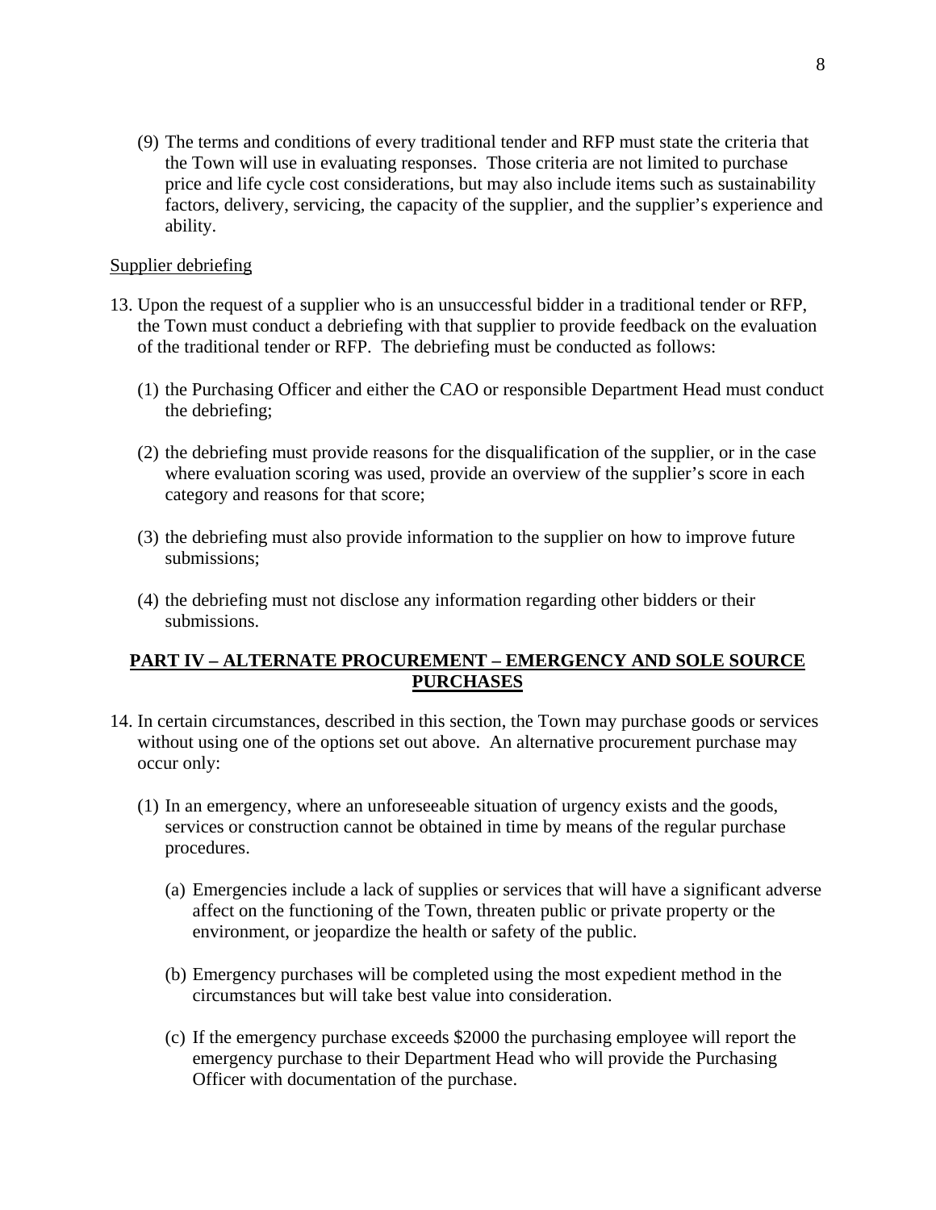(9) The terms and conditions of every traditional tender and RFP must state the criteria that the Town will use in evaluating responses. Those criteria are not limited to purchase price and life cycle cost considerations, but may also include items such as sustainability factors, delivery, servicing, the capacity of the supplier, and the supplier's experience and ability.

<u>Supplier debriefing</u>

13. Upon the request of a supplier who is an unsuccessful bidder in a traditional tender or RFP, the Town must conduct a debriefing with that supplier to provide feedback on the evaluation of the traditional tender or RFP. The debriefing must be conducted as follows:

    (1) the Purchasing Officer and either the CAO or responsible Department Head must conduct the debriefing;

    (2) the debriefing must provide reasons for the disqualification of the supplier, or in the case where evaluation scoring was used, provide an overview of the supplier's score in each category and reasons for that score;

    (3) the debriefing must also provide information to the supplier on how to improve future submissions;

    (4) the debriefing must not disclose any information regarding other bidders or their submissions.

## PART IV – ALTERNATE PROCUREMENT – EMERGENCY AND SOLE SOURCE PURCHASES

14. In certain circumstances, described in this section, the Town may purchase goods or services without using one of the options set out above. An alternative procurement purchase may occur only:

    (1) In an emergency, where an unforeseeable situation of urgency exists and the goods, services or construction cannot be obtained in time by means of the regular purchase procedures.

        (a) Emergencies include a lack of supplies or services that will have a significant adverse affect on the functioning of the Town, threaten public or private property or the environment, or jeopardize the health or safety of the public.

        (b) Emergency purchases will be completed using the most expedient method in the circumstances but will take best value into consideration.

        (c) If the emergency purchase exceeds $2000 the purchasing employee will report the emergency purchase to their Department Head who will provide the Purchasing Officer with documentation of the purchase.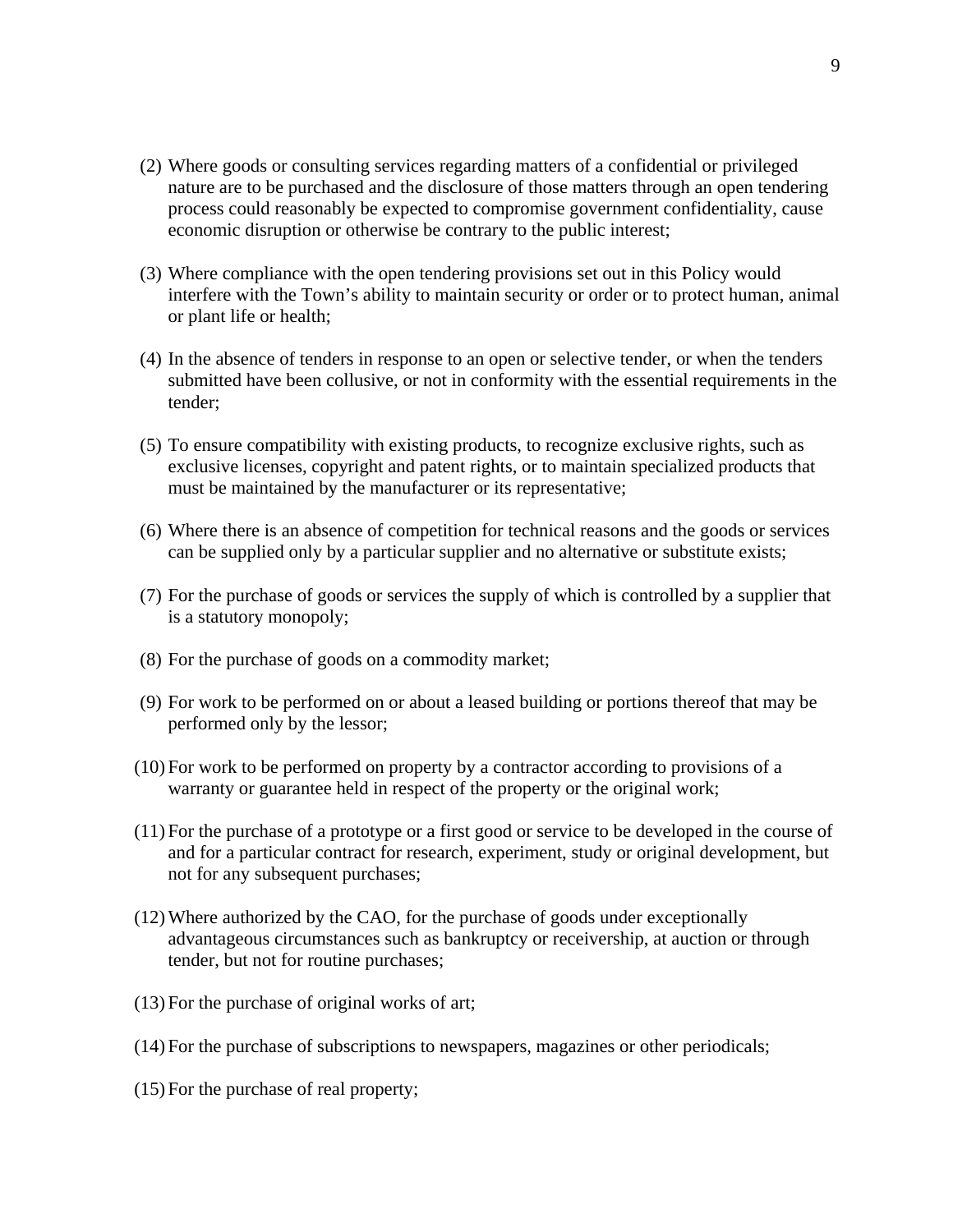(2) Where goods or consulting services regarding matters of a confidential or privileged nature are to be purchased and the disclosure of those matters through an open tendering process could reasonably be expected to compromise government confidentiality, cause economic disruption or otherwise be contrary to the public interest;

(3) Where compliance with the open tendering provisions set out in this Policy would interfere with the Town's ability to maintain security or order or to protect human, animal or plant life or health;

(4) In the absence of tenders in response to an open or selective tender, or when the tenders submitted have been collusive, or not in conformity with the essential requirements in the tender;

(5) To ensure compatibility with existing products, to recognize exclusive rights, such as exclusive licenses, copyright and patent rights, or to maintain specialized products that must be maintained by the manufacturer or its representative;

(6) Where there is an absence of competition for technical reasons and the goods or services can be supplied only by a particular supplier and no alternative or substitute exists;

(7) For the purchase of goods or services the supply of which is controlled by a supplier that is a statutory monopoly;

(8) For the purchase of goods on a commodity market;

(9) For work to be performed on or about a leased building or portions thereof that may be performed only by the lessor;

(10) For work to be performed on property by a contractor according to provisions of a warranty or guarantee held in respect of the property or the original work;

(11) For the purchase of a prototype or a first good or service to be developed in the course of and for a particular contract for research, experiment, study or original development, but not for any subsequent purchases;

(12) Where authorized by the CAO, for the purchase of goods under exceptionally advantageous circumstances such as bankruptcy or receivership, at auction or through tender, but not for routine purchases;

(13) For the purchase of original works of art;

(14) For the purchase of subscriptions to newspapers, magazines or other periodicals;

(15) For the purchase of real property;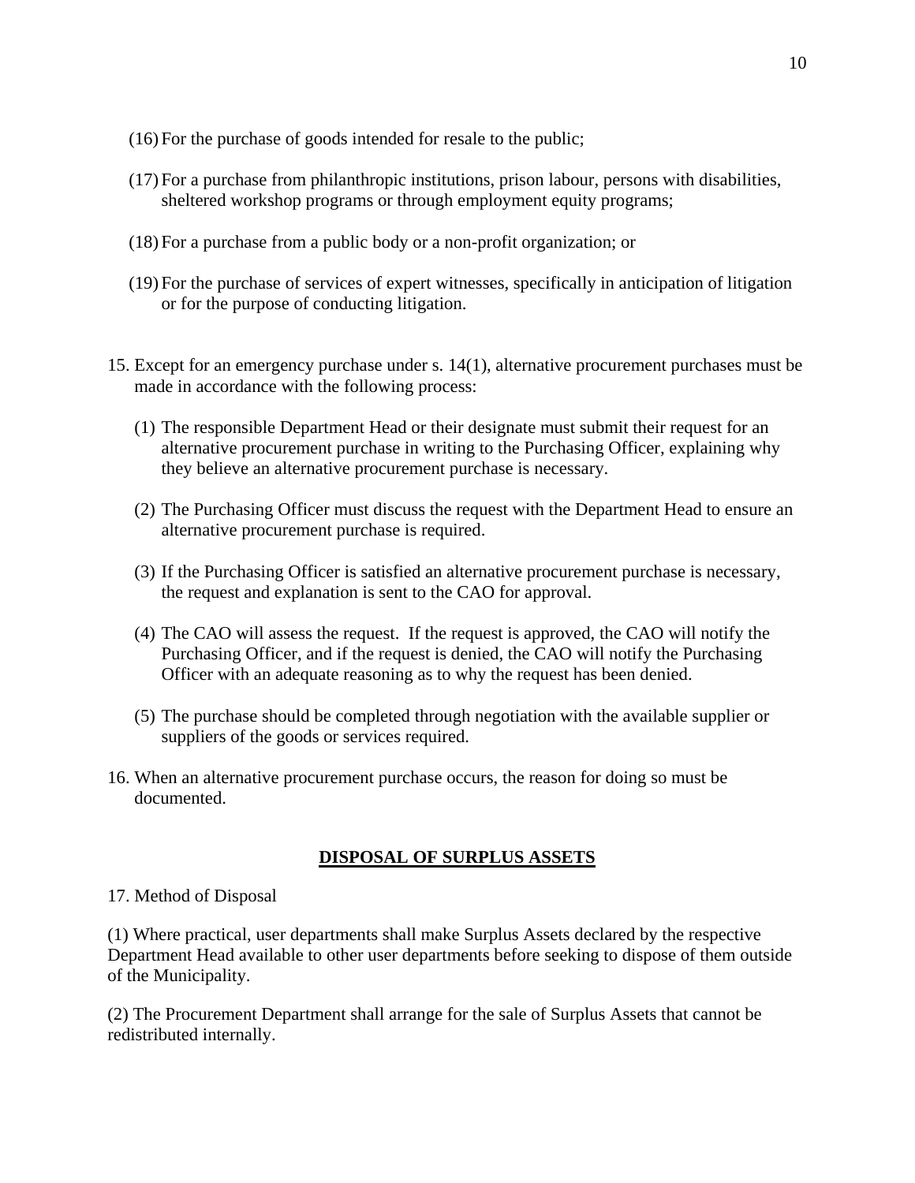(16) For the purchase of goods intended for resale to the public;

(17) For a purchase from philanthropic institutions, prison labour, persons with disabilities, sheltered workshop programs or through employment equity programs;

(18) For a purchase from a public body or a non-profit organization; or

(19) For the purchase of services of expert witnesses, specifically in anticipation of litigation or for the purpose of conducting litigation.

15. Except for an emergency purchase under s. 14(1), alternative procurement purchases must be made in accordance with the following process:

    (1) The responsible Department Head or their designate must submit their request for an alternative procurement purchase in writing to the Purchasing Officer, explaining why they believe an alternative procurement purchase is necessary.

    (2) The Purchasing Officer must discuss the request with the Department Head to ensure an alternative procurement purchase is required.

    (3) If the Purchasing Officer is satisfied an alternative procurement purchase is necessary, the request and explanation is sent to the CAO for approval.

    (4) The CAO will assess the request. If the request is approved, the CAO will notify the Purchasing Officer, and if the request is denied, the CAO will notify the Purchasing Officer with an adequate reasoning as to why the request has been denied.

    (5) The purchase should be completed through negotiation with the available supplier or suppliers of the goods or services required.

16. When an alternative procurement purchase occurs, the reason for doing so must be documented.

## DISPOSAL OF SURPLUS ASSETS

17. Method of Disposal

(1) Where practical, user departments shall make Surplus Assets declared by the respective Department Head available to other user departments before seeking to dispose of them outside of the Municipality.

(2) The Procurement Department shall arrange for the sale of Surplus Assets that cannot be redistributed internally.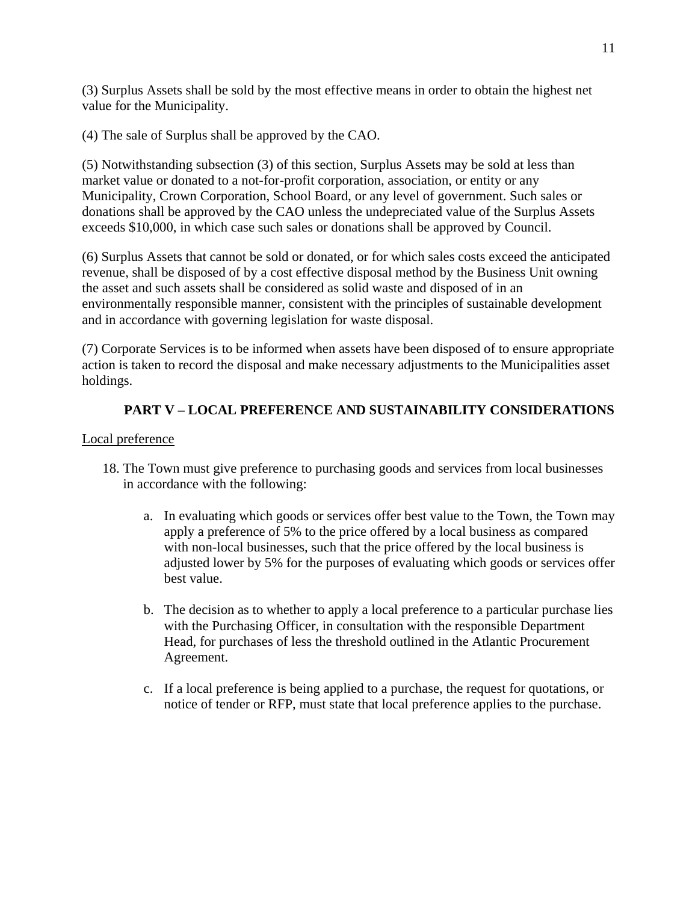(3) Surplus Assets shall be sold by the most effective means in order to obtain the highest net value for the Municipality.

(4) The sale of Surplus shall be approved by the CAO.

(5) Notwithstanding subsection (3) of this section, Surplus Assets may be sold at less than market value or donated to a not-for-profit corporation, association, or entity or any Municipality, Crown Corporation, School Board, or any level of government. Such sales or donations shall be approved by the CAO unless the undepreciated value of the Surplus Assets exceeds $10,000, in which case such sales or donations shall be approved by Council.

(6) Surplus Assets that cannot be sold or donated, or for which sales costs exceed the anticipated revenue, shall be disposed of by a cost effective disposal method by the Business Unit owning the asset and such assets shall be considered as solid waste and disposed of in an environmentally responsible manner, consistent with the principles of sustainable development and in accordance with governing legislation for waste disposal.

(7) Corporate Services is to be informed when assets have been disposed of to ensure appropriate action is taken to record the disposal and make necessary adjustments to the Municipalities asset holdings.

## PART V – LOCAL PREFERENCE AND SUSTAINABILITY CONSIDERATIONS

Local preference

18. The Town must give preference to purchasing goods and services from local businesses in accordance with the following:

    a. In evaluating which goods or services offer best value to the Town, the Town may apply a preference of 5% to the price offered by a local business as compared with non-local businesses, such that the price offered by the local business is adjusted lower by 5% for the purposes of evaluating which goods or services offer best value.

    b. The decision as to whether to apply a local preference to a particular purchase lies with the Purchasing Officer, in consultation with the responsible Department Head, for purchases of less the threshold outlined in the Atlantic Procurement Agreement.

    c. If a local preference is being applied to a purchase, the request for quotations, or notice of tender or RFP, must state that local preference applies to the purchase.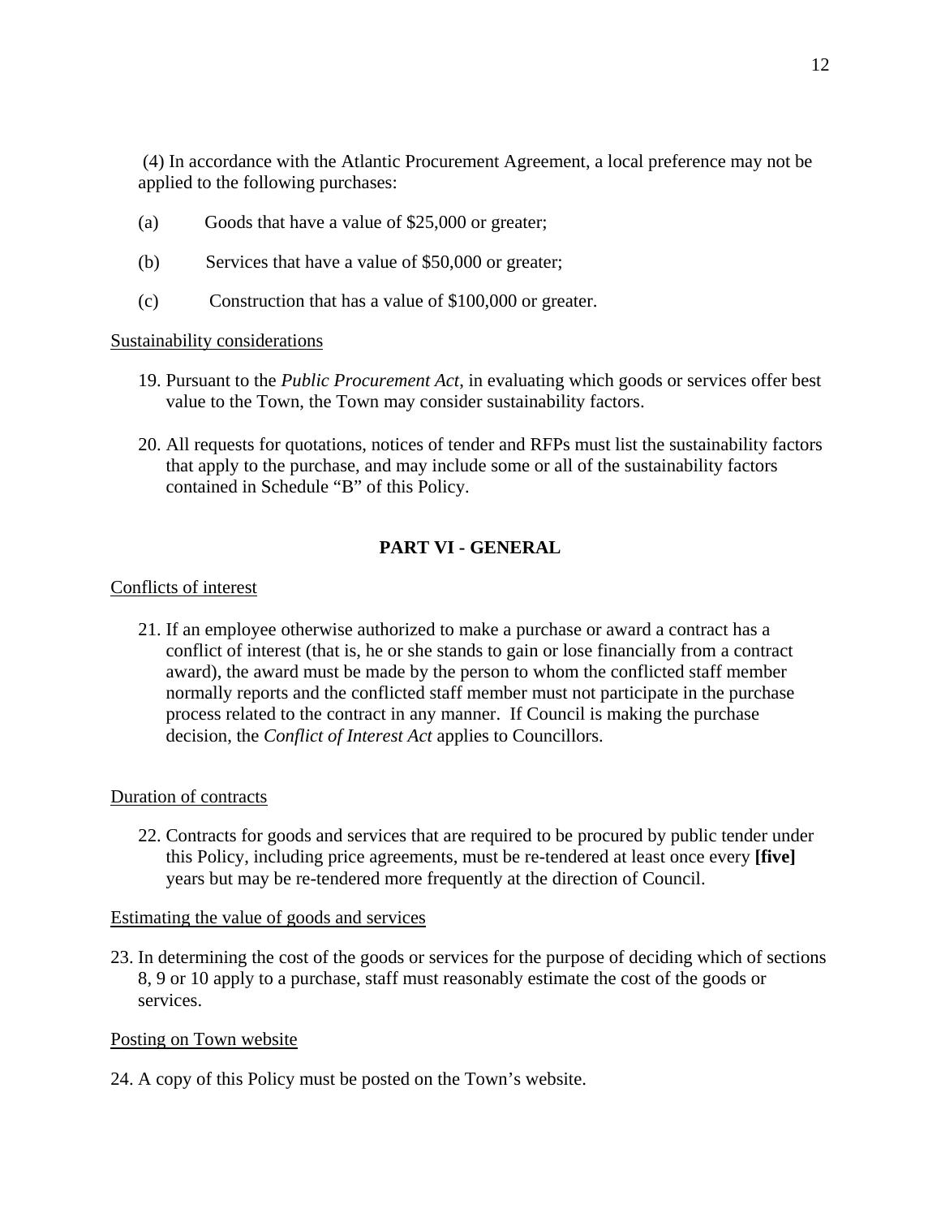(4) In accordance with the Atlantic Procurement Agreement, a local preference may not be applied to the following purchases:

(a) Goods that have a value of $25,000 or greater;

(b) Services that have a value of $50,000 or greater;

(c) Construction that has a value of $100,000 or greater.

Sustainability considerations

19. Pursuant to the *Public Procurement Act*, in evaluating which goods or services offer best value to the Town, the Town may consider sustainability factors.

20. All requests for quotations, notices of tender and RFPs must list the sustainability factors that apply to the purchase, and may include some or all of the sustainability factors contained in Schedule "B" of this Policy.

## PART VI - GENERAL

Conflicts of interest

21. If an employee otherwise authorized to make a purchase or award a contract has a conflict of interest (that is, he or she stands to gain or lose financially from a contract award), the award must be made by the person to whom the conflicted staff member normally reports and the conflicted staff member must not participate in the purchase process related to the contract in any manner. If Council is making the purchase decision, the *Conflict of Interest Act* applies to Councillors.

Duration of contracts

22. Contracts for goods and services that are required to be procured by public tender under this Policy, including price agreements, must be re-tendered at least once every **[five]** years but may be re-tendered more frequently at the direction of Council.

Estimating the value of goods and services

23. In determining the cost of the goods or services for the purpose of deciding which of sections 8, 9 or 10 apply to a purchase, staff must reasonably estimate the cost of the goods or services.

Posting on Town website

24. A copy of this Policy must be posted on the Town's website.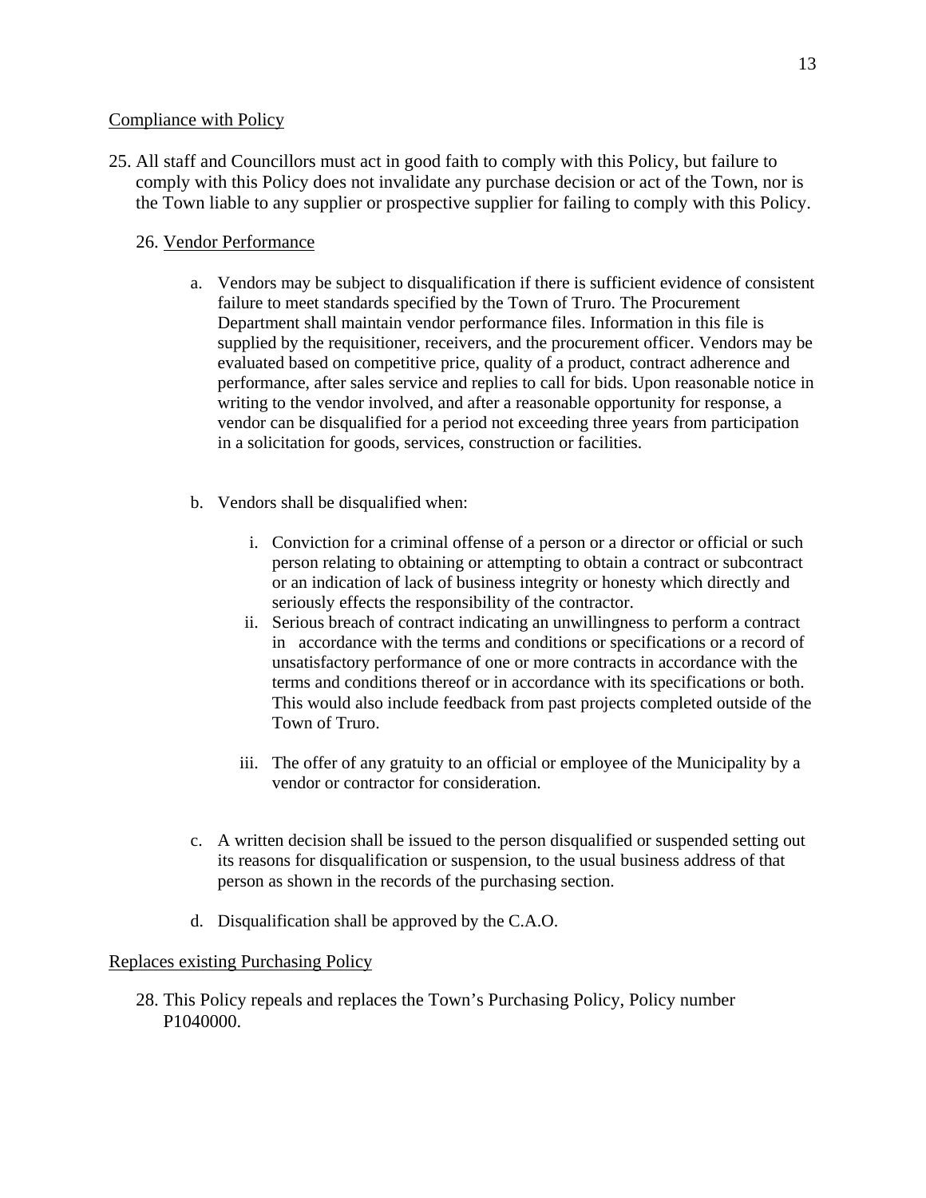Compliance with Policy

25. All staff and Councillors must act in good faith to comply with this Policy, but failure to comply with this Policy does not invalidate any purchase decision or act of the Town, nor is the Town liable to any supplier or prospective supplier for failing to comply with this Policy.

26. Vendor Performance

   a. Vendors may be subject to disqualification if there is sufficient evidence of consistent failure to meet standards specified by the Town of Truro. The Procurement Department shall maintain vendor performance files. Information in this file is supplied by the requisitioner, receivers, and the procurement officer. Vendors may be evaluated based on competitive price, quality of a product, contract adherence and performance, after sales service and replies to call for bids. Upon reasonable notice in writing to the vendor involved, and after a reasonable opportunity for response, a vendor can be disqualified for a period not exceeding three years from participation in a solicitation for goods, services, construction or facilities.

   b. Vendors shall be disqualified when:

      i. Conviction for a criminal offense of a person or a director or official or such person relating to obtaining or attempting to obtain a contract or subcontract or an indication of lack of business integrity or honesty which directly and seriously effects the responsibility of the contractor.
      ii. Serious breach of contract indicating an unwillingness to perform a contract in accordance with the terms and conditions or specifications or a record of unsatisfactory performance of one or more contracts in accordance with the terms and conditions thereof or in accordance with its specifications or both. This would also include feedback from past projects completed outside of the Town of Truro.
      iii. The offer of any gratuity to an official or employee of the Municipality by a vendor or contractor for consideration.

   c. A written decision shall be issued to the person disqualified or suspended setting out its reasons for disqualification or suspension, to the usual business address of that person as shown in the records of the purchasing section.

   d. Disqualification shall be approved by the C.A.O.

Replaces existing Purchasing Policy

28. This Policy repeals and replaces the Town's Purchasing Policy, Policy number P1040000.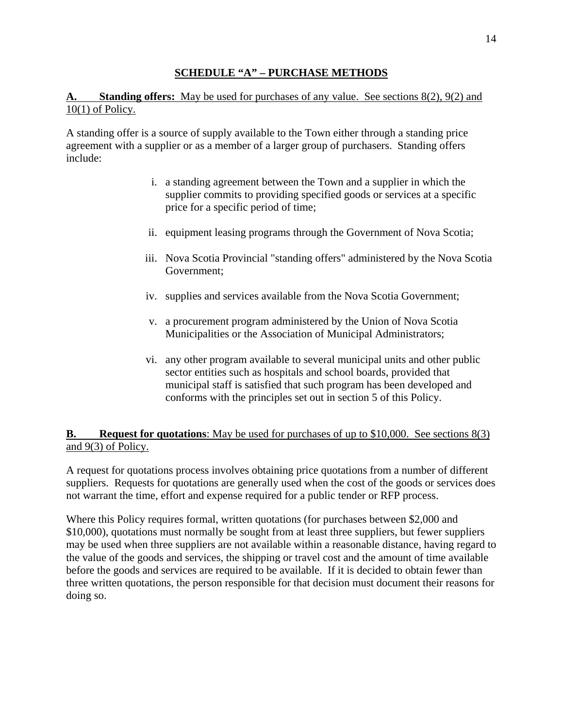## SCHEDULE "A" – PURCHASE METHODS

**A. Standing offers:** May be used for purchases of any value. See sections 8(2), 9(2) and 10(1) of Policy.

A standing offer is a source of supply available to the Town either through a standing price agreement with a supplier or as a member of a larger group of purchasers. Standing offers include:

i. a standing agreement between the Town and a supplier in which the supplier commits to providing specified goods or services at a specific price for a specific period of time;

ii. equipment leasing programs through the Government of Nova Scotia;

iii. Nova Scotia Provincial "standing offers" administered by the Nova Scotia Government;

iv. supplies and services available from the Nova Scotia Government;

v. a procurement program administered by the Union of Nova Scotia Municipalities or the Association of Municipal Administrators;

vi. any other program available to several municipal units and other public sector entities such as hospitals and school boards, provided that municipal staff is satisfied that such program has been developed and conforms with the principles set out in section 5 of this Policy.

**B. Request for quotations**: May be used for purchases of up to $10,000. See sections 8(3) and 9(3) of Policy.

A request for quotations process involves obtaining price quotations from a number of different suppliers. Requests for quotations are generally used when the cost of the goods or services does not warrant the time, effort and expense required for a public tender or RFP process.

Where this Policy requires formal, written quotations (for purchases between $2,000 and $10,000), quotations must normally be sought from at least three suppliers, but fewer suppliers may be used when three suppliers are not available within a reasonable distance, having regard to the value of the goods and services, the shipping or travel cost and the amount of time available before the goods and services are required to be available. If it is decided to obtain fewer than three written quotations, the person responsible for that decision must document their reasons for doing so.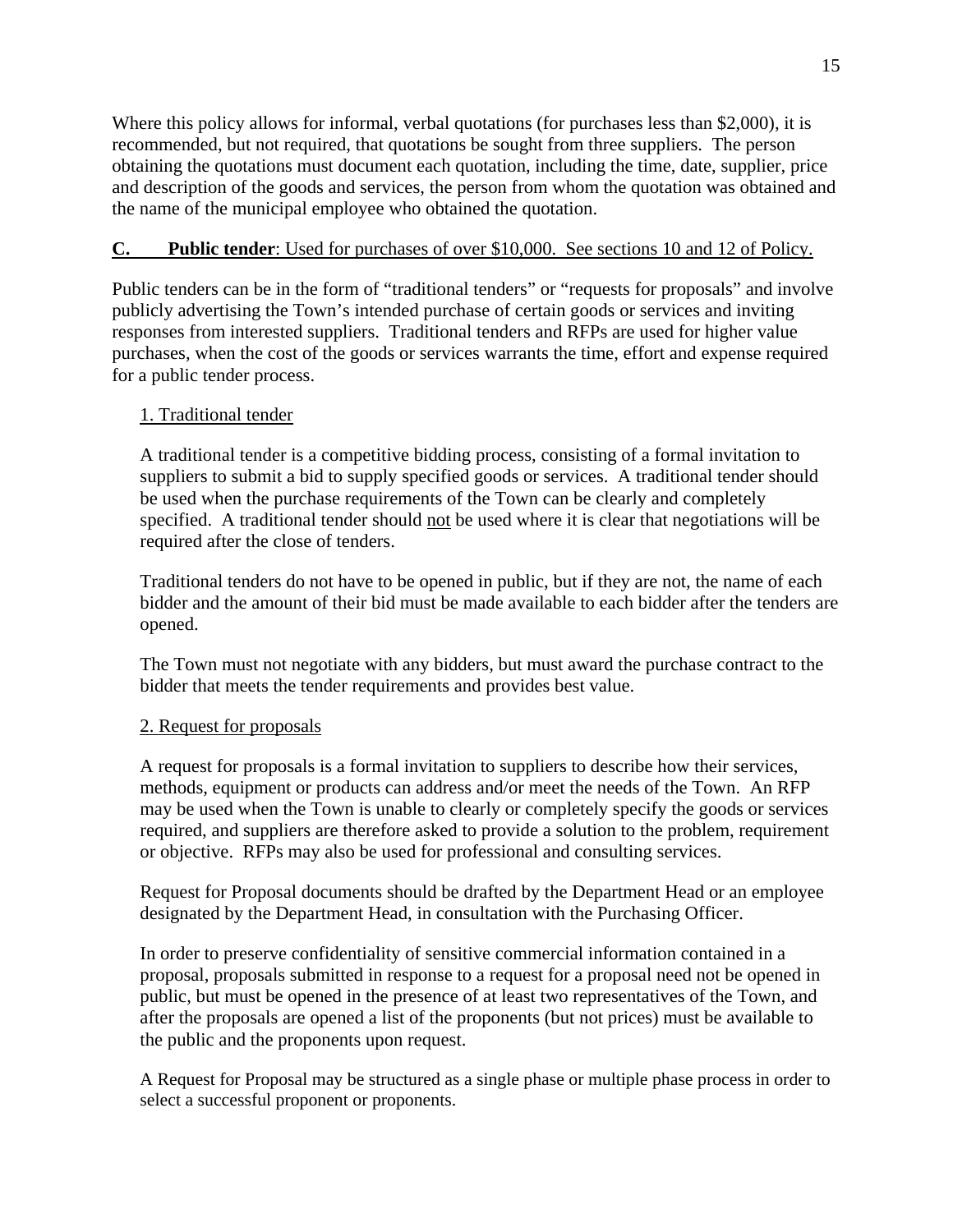Where this policy allows for informal, verbal quotations (for purchases less than $2,000), it is recommended, but not required, that quotations be sought from three suppliers. The person obtaining the quotations must document each quotation, including the time, date, supplier, price and description of the goods and services, the person from whom the quotation was obtained and the name of the municipal employee who obtained the quotation.

**C. Public tender**: Used for purchases of over $10,000. See sections 10 and 12 of Policy.

Public tenders can be in the form of "traditional tenders" or "requests for proposals" and involve publicly advertising the Town's intended purchase of certain goods or services and inviting responses from interested suppliers. Traditional tenders and RFPs are used for higher value purchases, when the cost of the goods or services warrants the time, effort and expense required for a public tender process.

1. Traditional tender

A traditional tender is a competitive bidding process, consisting of a formal invitation to suppliers to submit a bid to supply specified goods or services. A traditional tender should be used when the purchase requirements of the Town can be clearly and completely specified. A traditional tender should not be used where it is clear that negotiations will be required after the close of tenders.

Traditional tenders do not have to be opened in public, but if they are not, the name of each bidder and the amount of their bid must be made available to each bidder after the tenders are opened.

The Town must not negotiate with any bidders, but must award the purchase contract to the bidder that meets the tender requirements and provides best value.

2. Request for proposals

A request for proposals is a formal invitation to suppliers to describe how their services, methods, equipment or products can address and/or meet the needs of the Town. An RFP may be used when the Town is unable to clearly or completely specify the goods or services required, and suppliers are therefore asked to provide a solution to the problem, requirement or objective. RFPs may also be used for professional and consulting services.

Request for Proposal documents should be drafted by the Department Head or an employee designated by the Department Head, in consultation with the Purchasing Officer.

In order to preserve confidentiality of sensitive commercial information contained in a proposal, proposals submitted in response to a request for a proposal need not be opened in public, but must be opened in the presence of at least two representatives of the Town, and after the proposals are opened a list of the proponents (but not prices) must be available to the public and the proponents upon request.

A Request for Proposal may be structured as a single phase or multiple phase process in order to select a successful proponent or proponents.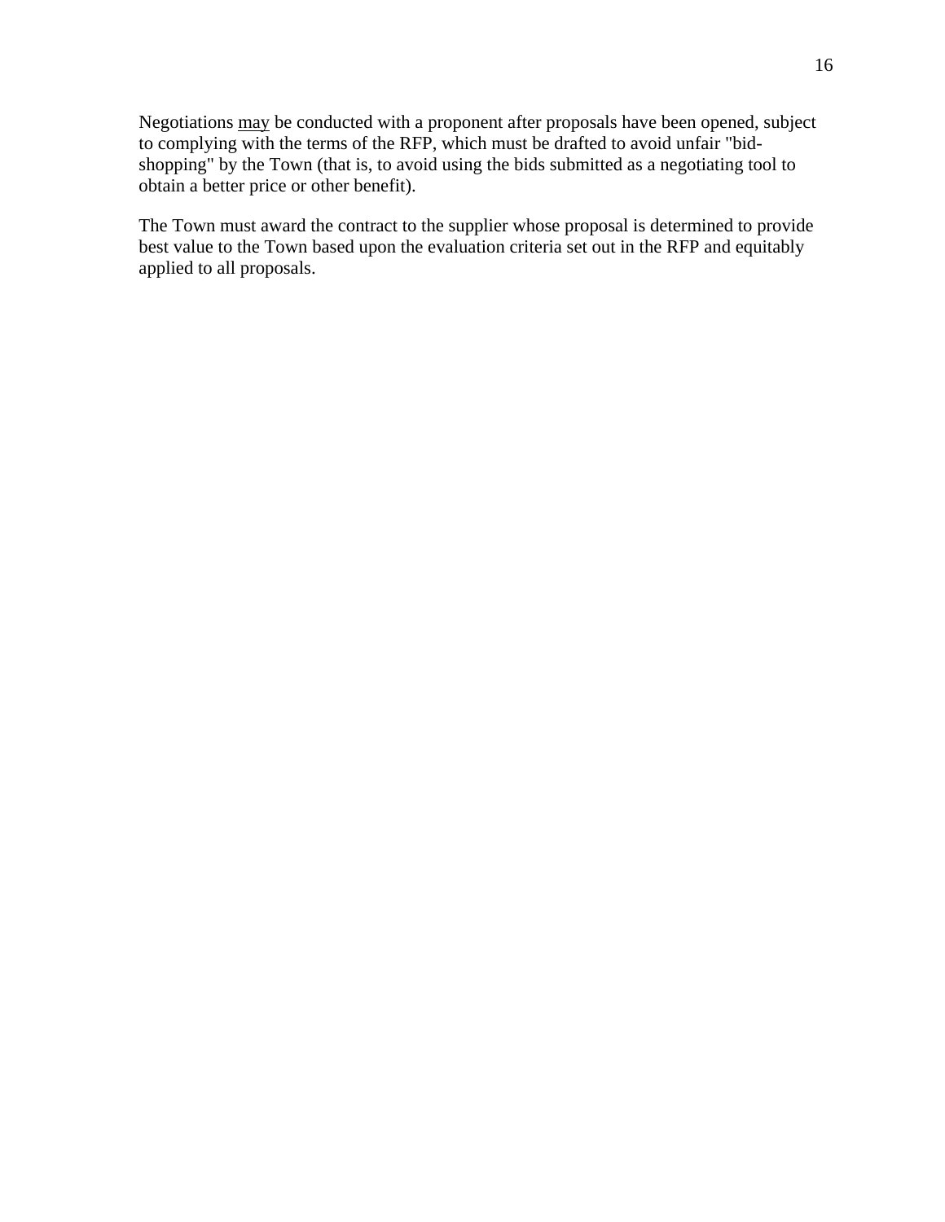Negotiations <u>may</u> be conducted with a proponent after proposals have been opened, subject to complying with the terms of the RFP, which must be drafted to avoid unfair "bid-shopping" by the Town (that is, to avoid using the bids submitted as a negotiating tool to obtain a better price or other benefit).

The Town must award the contract to the supplier whose proposal is determined to provide best value to the Town based upon the evaluation criteria set out in the RFP and equitably applied to all proposals.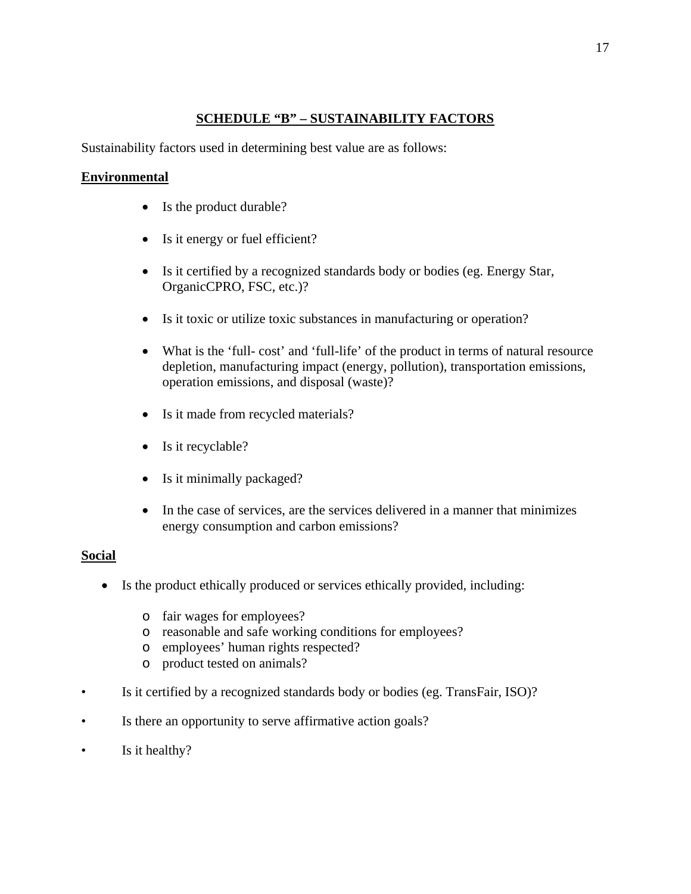## SCHEDULE "B" – SUSTAINABILITY FACTORS

Sustainability factors used in determining best value are as follows:

**Environmental**

- Is the product durable?
- Is it energy or fuel efficient?
- Is it certified by a recognized standards body or bodies (eg. Energy Star, OrganicCPRO, FSC, etc.)?
- Is it toxic or utilize toxic substances in manufacturing or operation?
- What is the 'full- cost' and 'full-life' of the product in terms of natural resource depletion, manufacturing impact (energy, pollution), transportation emissions, operation emissions, and disposal (waste)?
- Is it made from recycled materials?
- Is it recyclable?
- Is it minimally packaged?
- In the case of services, are the services delivered in a manner that minimizes energy consumption and carbon emissions?

**Social**

- Is the product ethically produced or services ethically provided, including:
  - fair wages for employees?
  - reasonable and safe working conditions for employees?
  - employees' human rights respected?
  - product tested on animals?
- Is it certified by a recognized standards body or bodies (eg. TransFair, ISO)?
- Is there an opportunity to serve affirmative action goals?
- Is it healthy?